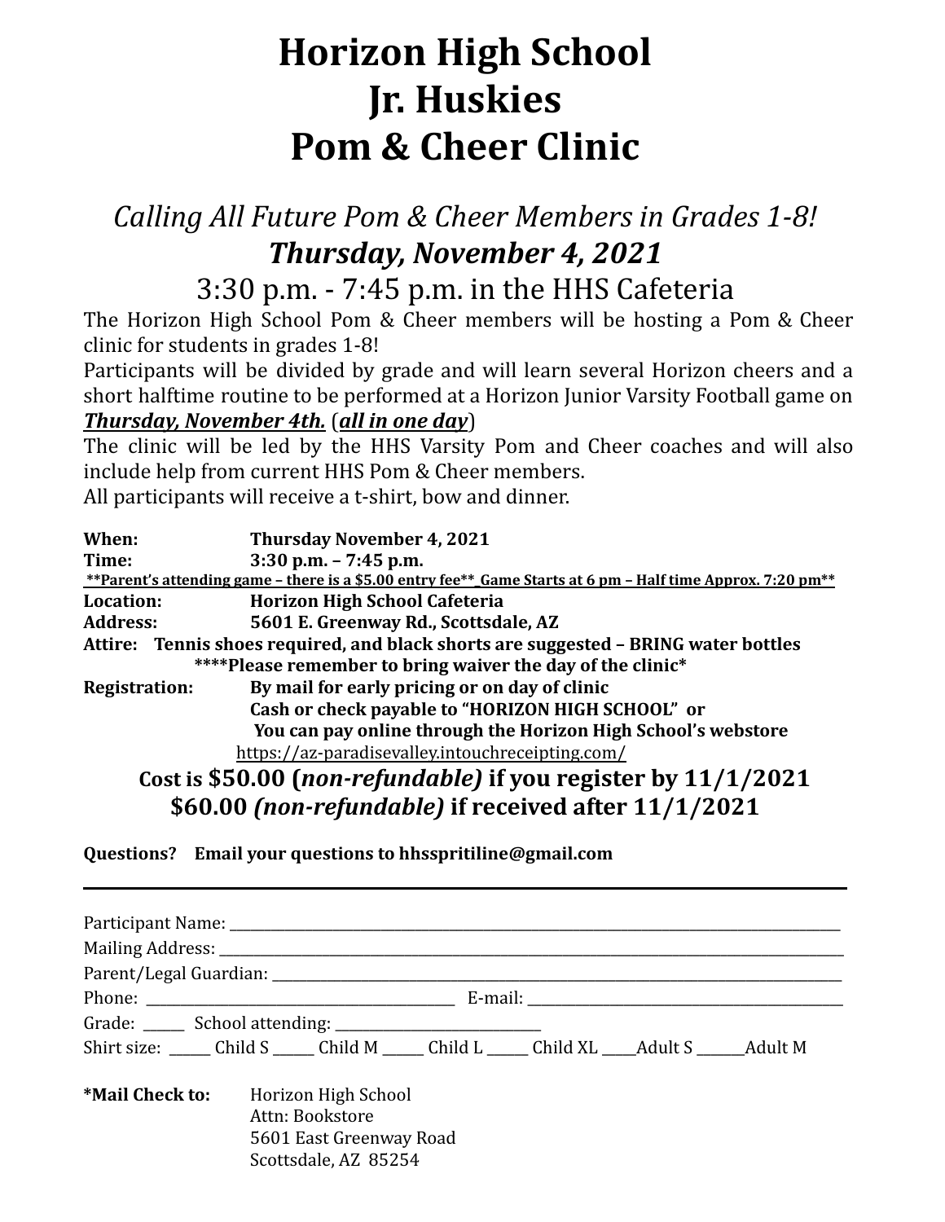# Horizon High School
# Jr. Huskies
# Pom & Cheer Clinic

## *Calling All Future Pom & Cheer Members in Grades 1-8!*
## ***Thursday, November 4, 2021***
## 3:30 p.m. - 7:45 p.m. in the HHS Cafeteria

The Horizon High School Pom & Cheer members will be hosting a Pom & Cheer clinic for students in grades 1-8!

Participants will be divided by grade and will learn several Horizon cheers and a short halftime routine to be performed at a Horizon Junior Varsity Football game on ***Thursday, November 4th.*** (***all in one day***)

The clinic will be led by the HHS Varsity Pom and Cheer coaches and will also include help from current HHS Pom & Cheer members.

All participants will receive a t-shirt, bow and dinner.

**When:** **Thursday November 4, 2021**
**Time:** **3:30 p.m. – 7:45 p.m.**

**\*\*Parent's attending game – there is a $5.00 entry fee\*\* Game Starts at 6 pm – Half time Approx. 7:20 pm\*\***

**Location:** **Horizon High School Cafeteria**
**Address:** **5601 E. Greenway Rd., Scottsdale, AZ**
**Attire:** **Tennis shoes required, and black shorts are suggested – BRING water bottles**
**\*\*\*\*Please remember to bring waiver the day of the clinic\***
**Registration:** **By mail for early pricing or on day of clinic**
**Cash or check payable to "HORIZON HIGH SCHOOL" or**
**You can pay online through the Horizon High School's webstore**
https://az-paradisevalley.intouchreceipting.com/

**Cost is $50.00 (*non-refundable*) if you register by 11/1/2021**
**$60.00 *(non-refundable)* if received after 11/1/2021**

**Questions?** **Email your questions to hhsspritiline@gmail.com**

---

Participant Name: ______________________________
Mailing Address: ______________________________
Parent/Legal Guardian: ______________________________
Phone: ________________ E-mail: ________________
Grade: ______ School attending: ________________
Shirt size: ______ Child S ______ Child M ______ Child L ______ Child XL _____Adult S _______Adult M

**\*Mail Check to:** Horizon High School
Attn: Bookstore
5601 East Greenway Road
Scottsdale, AZ 85254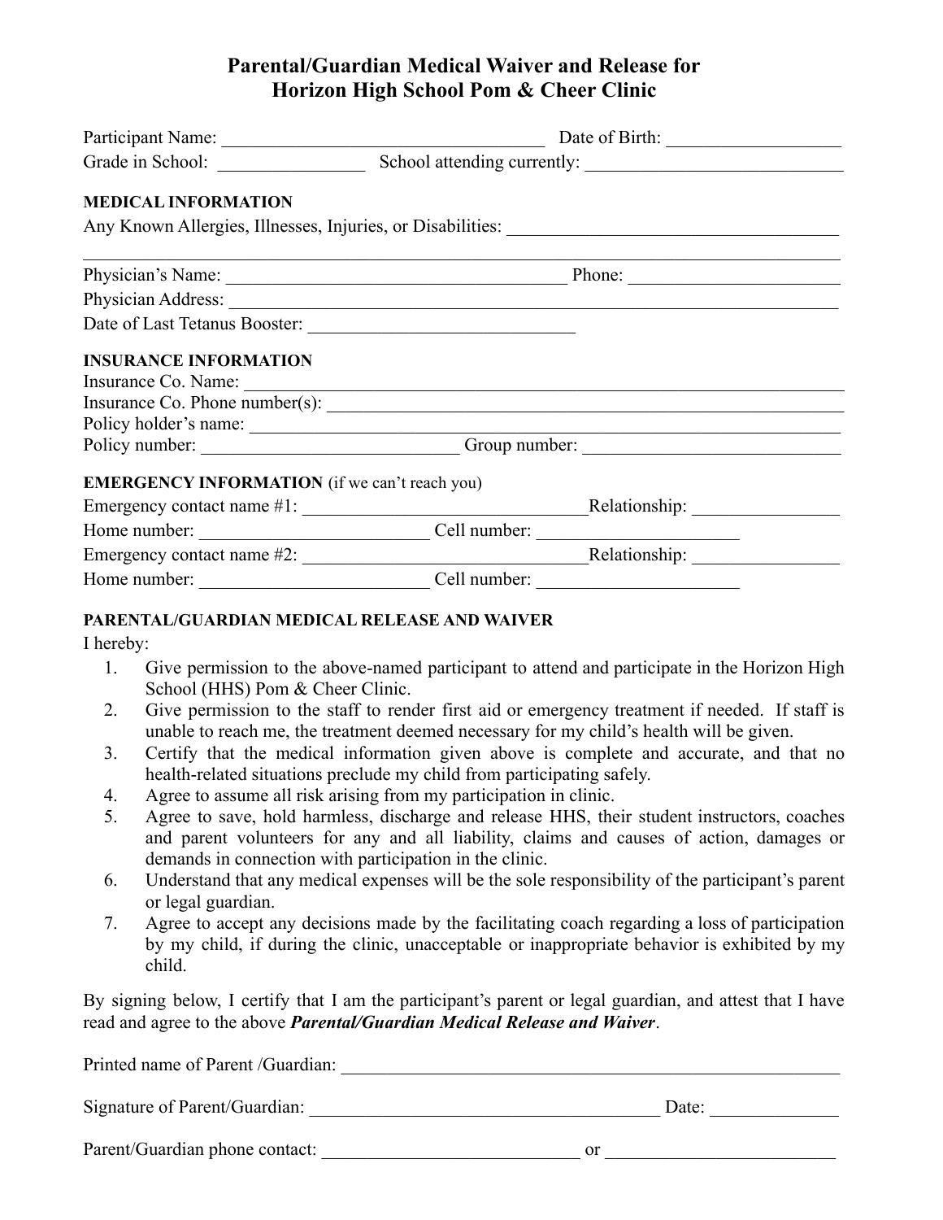# Parental/Guardian Medical Waiver and Release for Horizon High School Pom & Cheer Clinic

Participant Name: ____________________________________ Date of Birth: __________________

Grade in School: ________________ School attending currently: ____________________________

**MEDICAL INFORMATION**

Any Known Allergies, Illnesses, Injuries, or Disabilities: ____________________________________

_______________________________________________________________________________

Physician's Name: ______________________________________ Phone: ______________________

Physician Address: ______________________________________________________________

Date of Last Tetanus Booster: ______________________________

**INSURANCE INFORMATION**

Insurance Co. Name: _____________________________________________________________

Insurance Co. Phone number(s): ___________________________________________________

Policy holder's name: ____________________________________________________________

Policy number: ____________________________ Group number: ____________________________

**EMERGENCY INFORMATION** (if we can't reach you)

Emergency contact name #1: _______________________________Relationship: ________________

Home number: _________________________ Cell number: ______________________

Emergency contact name #2: _______________________________Relationship: ________________

Home number: _________________________ Cell number: ______________________

**PARENTAL/GUARDIAN MEDICAL RELEASE AND WAIVER**

I hereby:

1. Give permission to the above-named participant to attend and participate in the Horizon High School (HHS) Pom & Cheer Clinic.
2. Give permission to the staff to render first aid or emergency treatment if needed. If staff is unable to reach me, the treatment deemed necessary for my child's health will be given.
3. Certify that the medical information given above is complete and accurate, and that no health-related situations preclude my child from participating safely.
4. Agree to assume all risk arising from my participation in clinic.
5. Agree to save, hold harmless, discharge and release HHS, their student instructors, coaches and parent volunteers for any and all liability, claims and causes of action, damages or demands in connection with participation in the clinic.
6. Understand that any medical expenses will be the sole responsibility of the participant's parent or legal guardian.
7. Agree to accept any decisions made by the facilitating coach regarding a loss of participation by my child, if during the clinic, unacceptable or inappropriate behavior is exhibited by my child.

By signing below, I certify that I am the participant's parent or legal guardian, and attest that I have read and agree to the above ***Parental/Guardian Medical Release and Waiver***.

Printed name of Parent /Guardian: _________________________________________________________

Signature of Parent/Guardian: _______________________________________ Date: ______________

Parent/Guardian phone contact: ____________________________ or _________________________